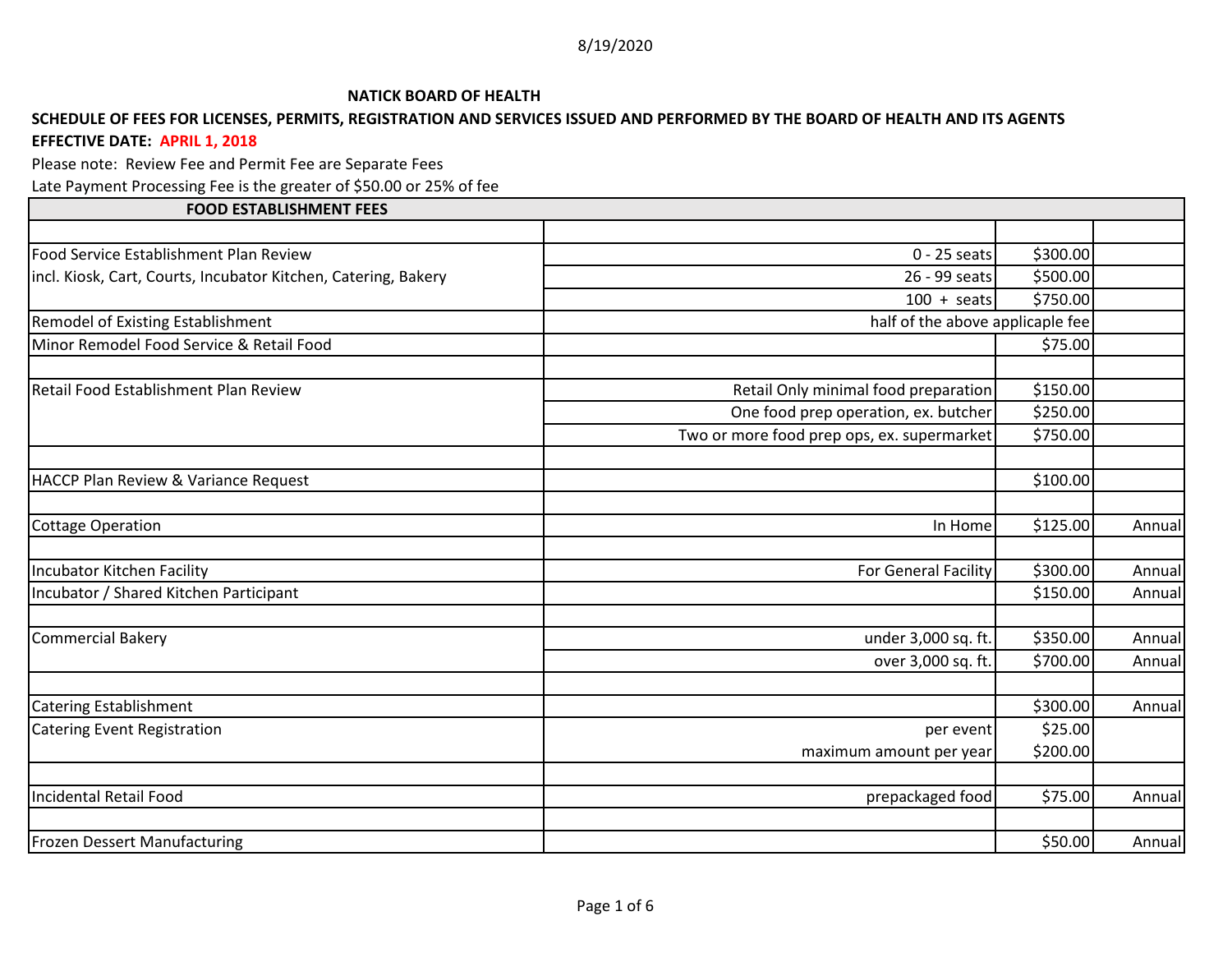8/19/2020

**NATICK BOARD OF HEALTH**

**SCHEDULE OF FEES FOR LICENSES, PERMITS, REGISTRATION AND SERVICES ISSUED AND PERFORMED BY THE BOARD OF HEALTH AND ITS AGENTS**

**EFFECTIVE DATE: APRIL 1, 2018**

Please note: Review Fee and Permit Fee are Separate Fees

Late Payment Processing Fee is the greater of $50.00 or 25% of fee

| FOOD ESTABLISHMENT FEES | | | |
|---|---|---|---|
| | | | |
| Food Service Establishment Plan Review | 0 - 25 seats | $300.00 | |
| incl. Kiosk, Cart, Courts, Incubator Kitchen, Catering, Bakery | 26 - 99 seats | $500.00 | |
| | 100 + seats | $750.00 | |
| Remodel of Existing Establishment | half of the above applicable fee | | |
| Minor Remodel Food Service & Retail Food | | $75.00 | |
| | | | |
| Retail Food Establishment Plan Review | Retail Only minimal food preparation | $150.00 | |
| | One food prep operation, ex. butcher | $250.00 | |
| | Two or more food prep ops, ex. supermarket | $750.00 | |
| | | | |
| HACCP Plan Review & Variance Request | | $100.00 | |
| | | | |
| Cottage Operation | In Home | $125.00 | Annual |
| | | | |
| Incubator Kitchen Facility | For General Facility | $300.00 | Annual |
| Incubator / Shared Kitchen Participant | | $150.00 | Annual |
| | | | |
| Commercial Bakery | under 3,000 sq. ft. | $350.00 | Annual |
| | over 3,000 sq. ft. | $700.00 | Annual |
| | | | |
| Catering Establishment | | $300.00 | Annual |
| Catering Event Registration | per event | $25.00 | |
| | maximum amount per year | $200.00 | |
| | | | |
| Incidental Retail Food | prepackaged food | $75.00 | Annual |
| | | | |
| Frozen Dessert Manufacturing | | $50.00 | Annual |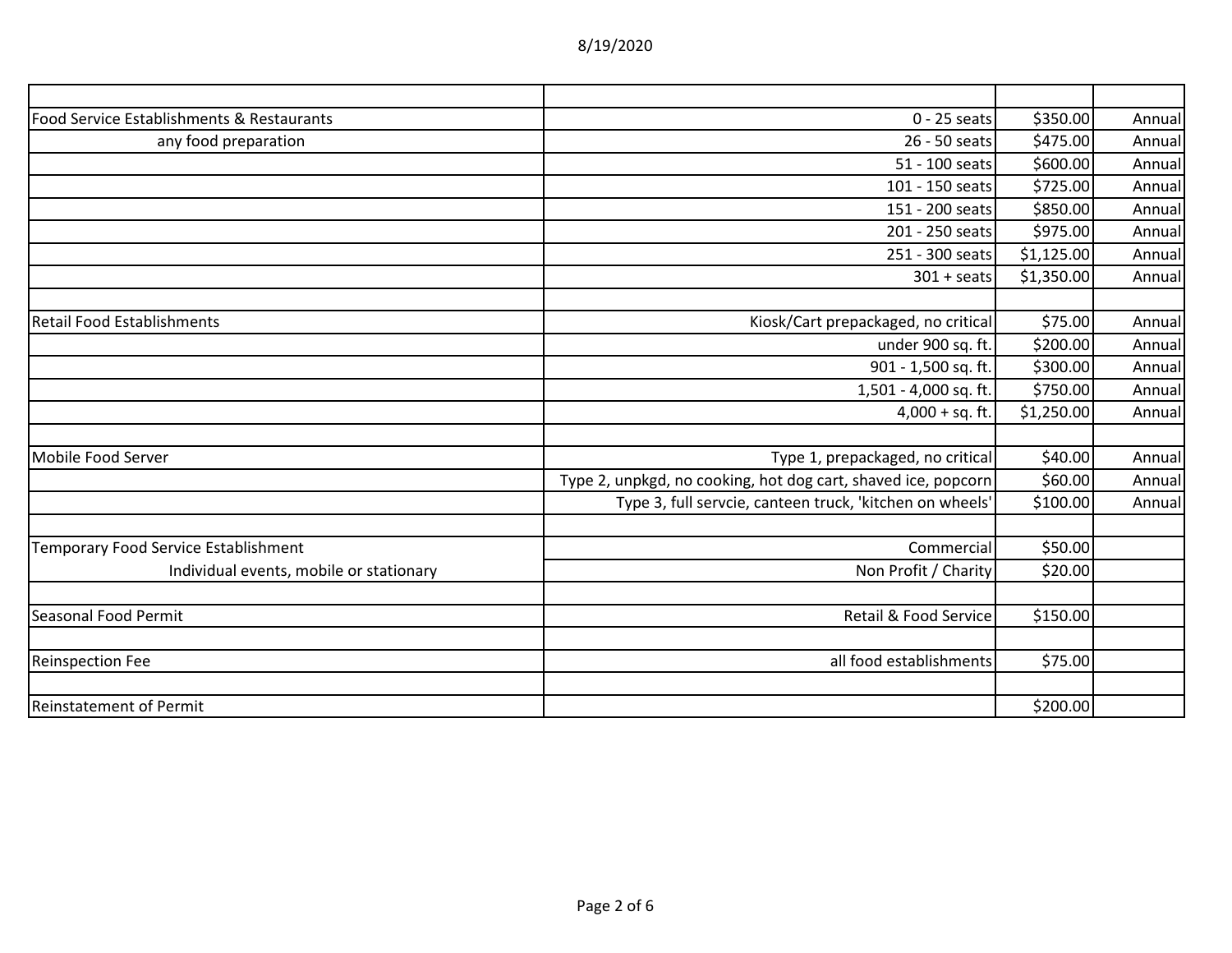| | | | |
|---|---|---|---|
| Food Service Establishments & Restaurants | 0 - 25 seats | $350.00 | Annual |
| any food preparation | 26 - 50 seats | $475.00 | Annual |
| | 51 - 100 seats | $600.00 | Annual |
| | 101 - 150 seats | $725.00 | Annual |
| | 151 - 200 seats | $850.00 | Annual |
| | 201 - 250 seats | $975.00 | Annual |
| | 251 - 300 seats | $1,125.00 | Annual |
| | 301 + seats | $1,350.00 | Annual |
| | | | |
| Retail Food Establishments | Kiosk/Cart prepackaged, no critical | $75.00 | Annual |
| | under 900 sq. ft. | $200.00 | Annual |
| | 901 - 1,500 sq. ft. | $300.00 | Annual |
| | 1,501 - 4,000 sq. ft. | $750.00 | Annual |
| | 4,000 + sq. ft. | $1,250.00 | Annual |
| | | | |
| Mobile Food Server | Type 1, prepackaged, no critical | $40.00 | Annual |
| | Type 2, unpkgd, no cooking, hot dog cart, shaved ice, popcorn | $60.00 | Annual |
| | Type 3, full servcie, canteen truck, 'kitchen on wheels' | $100.00 | Annual |
| | | | |
| Temporary Food Service Establishment | Commercial | $50.00 | |
| Individual events, mobile or stationary | Non Profit / Charity | $20.00 | |
| | | | |
| Seasonal Food Permit | Retail & Food Service | $150.00 | |
| | | | |
| Reinspection Fee | all food establishments | $75.00 | |
| | | | |
| Reinstatement of Permit | | $200.00 | |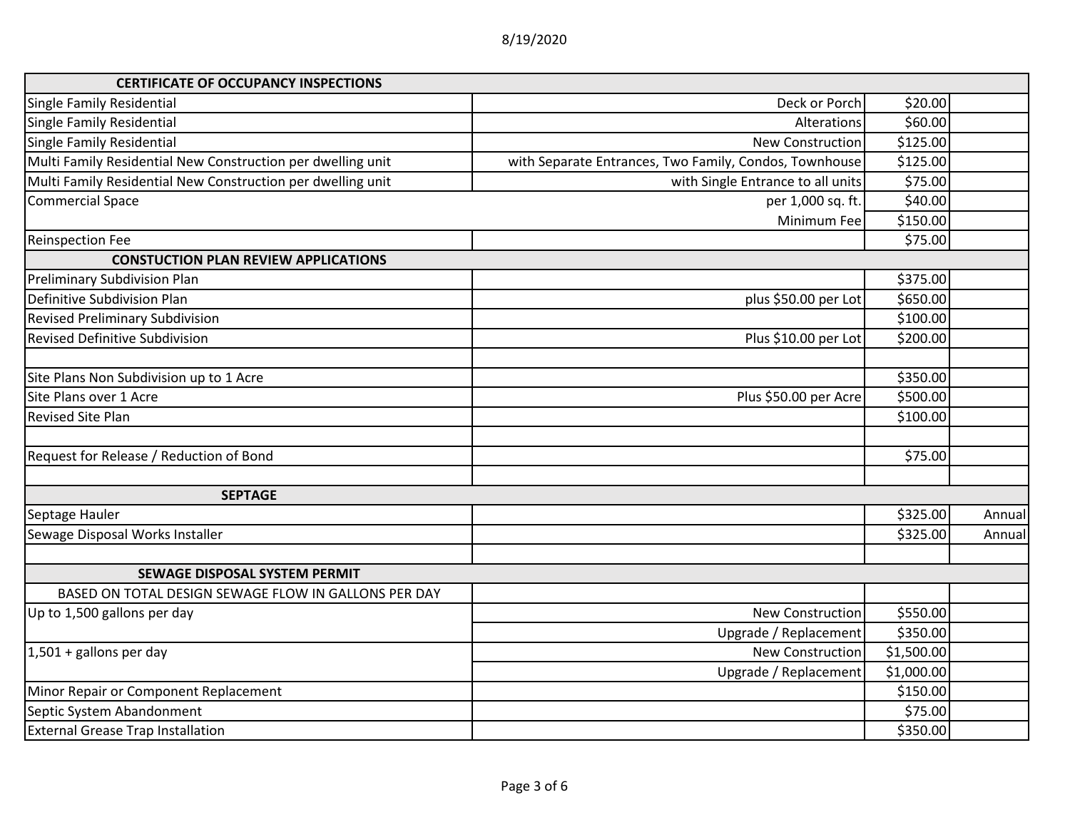| CERTIFICATE OF OCCUPANCY INSPECTIONS | | | |
|---|---|---|---|
| Single Family Residential | Deck or Porch | $20.00 | |
| Single Family Residential | Alterations | $60.00 | |
| Single Family Residential | New Construction | $125.00 | |
| Multi Family Residential New Construction per dwelling unit | with Separate Entrances, Two Family, Condos, Townhouse | $125.00 | |
| Multi Family Residential New Construction per dwelling unit | with Single Entrance to all units | $75.00 | |
| Commercial Space | per 1,000 sq. ft. | $40.00 | |
| | Minimum Fee | $150.00 | |
| Reinspection Fee | | $75.00 | |
| **CONSTUCTION PLAN REVIEW APPLICATIONS** | | | |
| Preliminary Subdivision Plan | | $375.00 | |
| Definitive Subdivision Plan | plus $50.00 per Lot | $650.00 | |
| Revised Preliminary Subdivision | | $100.00 | |
| Revised Definitive Subdivision | Plus $10.00 per Lot | $200.00 | |
| | | | |
| Site Plans Non Subdivision up to 1 Acre | | $350.00 | |
| Site Plans over 1 Acre | Plus $50.00 per Acre | $500.00 | |
| Revised Site Plan | | $100.00 | |
| | | | |
| Request for Release / Reduction of Bond | | $75.00 | |
| | | | |
| **SEPTAGE** | | | |
| Septage Hauler | | $325.00 | Annual |
| Sewage Disposal Works Installer | | $325.00 | Annual |
| | | | |
| **SEWAGE DISPOSAL SYSTEM PERMIT** | | | |
| BASED ON TOTAL DESIGN SEWAGE FLOW IN GALLONS PER DAY | | | |
| Up to 1,500 gallons per day | New Construction | $550.00 | |
| | Upgrade / Replacement | $350.00 | |
| 1,501 + gallons per day | New Construction | $1,500.00 | |
| | Upgrade / Replacement | $1,000.00 | |
| Minor Repair or Component Replacement | | $150.00 | |
| Septic System Abandonment | | $75.00 | |
| External Grease Trap Installation | | $350.00 | |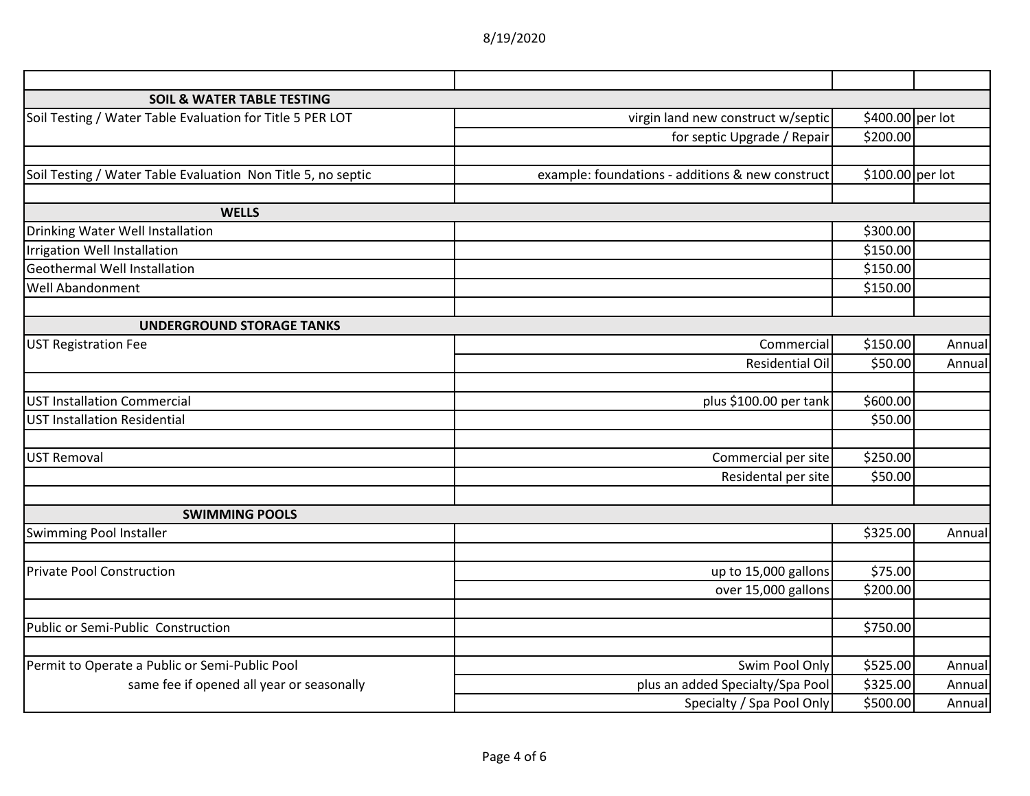| | | | |
|---|---|---|---|
| **SOIL & WATER TABLE TESTING** | | | |
| Soil Testing / Water Table Evaluation for Title 5 PER LOT | virgin land new construct w/septic | $400.00 | per lot |
| | for septic Upgrade / Repair | $200.00 | |
| | | | |
| Soil Testing / Water Table Evaluation Non Title 5, no septic | example: foundations - additions & new construct | $100.00 | per lot |
| | | | |
| **WELLS** | | | |
| Drinking Water Well Installation | | $300.00 | |
| Irrigation Well Installation | | $150.00 | |
| Geothermal Well Installation | | $150.00 | |
| Well Abandonment | | $150.00 | |
| | | | |
| **UNDERGROUND STORAGE TANKS** | | | |
| UST Registration Fee | Commercial | $150.00 | Annual |
| | Residential Oil | $50.00 | Annual |
| | | | |
| UST Installation Commercial | plus $100.00 per tank | $600.00 | |
| UST Installation Residential | | $50.00 | |
| | | | |
| UST Removal | Commercial per site | $250.00 | |
| | Residental per site | $50.00 | |
| | | | |
| **SWIMMING POOLS** | | | |
| Swimming Pool Installer | | $325.00 | Annual |
| | | | |
| Private Pool Construction | up to 15,000 gallons | $75.00 | |
| | over 15,000 gallons | $200.00 | |
| | | | |
| Public or Semi-Public Construction | | $750.00 | |
| | | | |
| Permit to Operate a Public or Semi-Public Pool | Swim Pool Only | $525.00 | Annual |
| same fee if opened all year or seasonally | plus an added Specialty/Spa Pool | $325.00 | Annual |
| | Specialty / Spa Pool Only | $500.00 | Annual |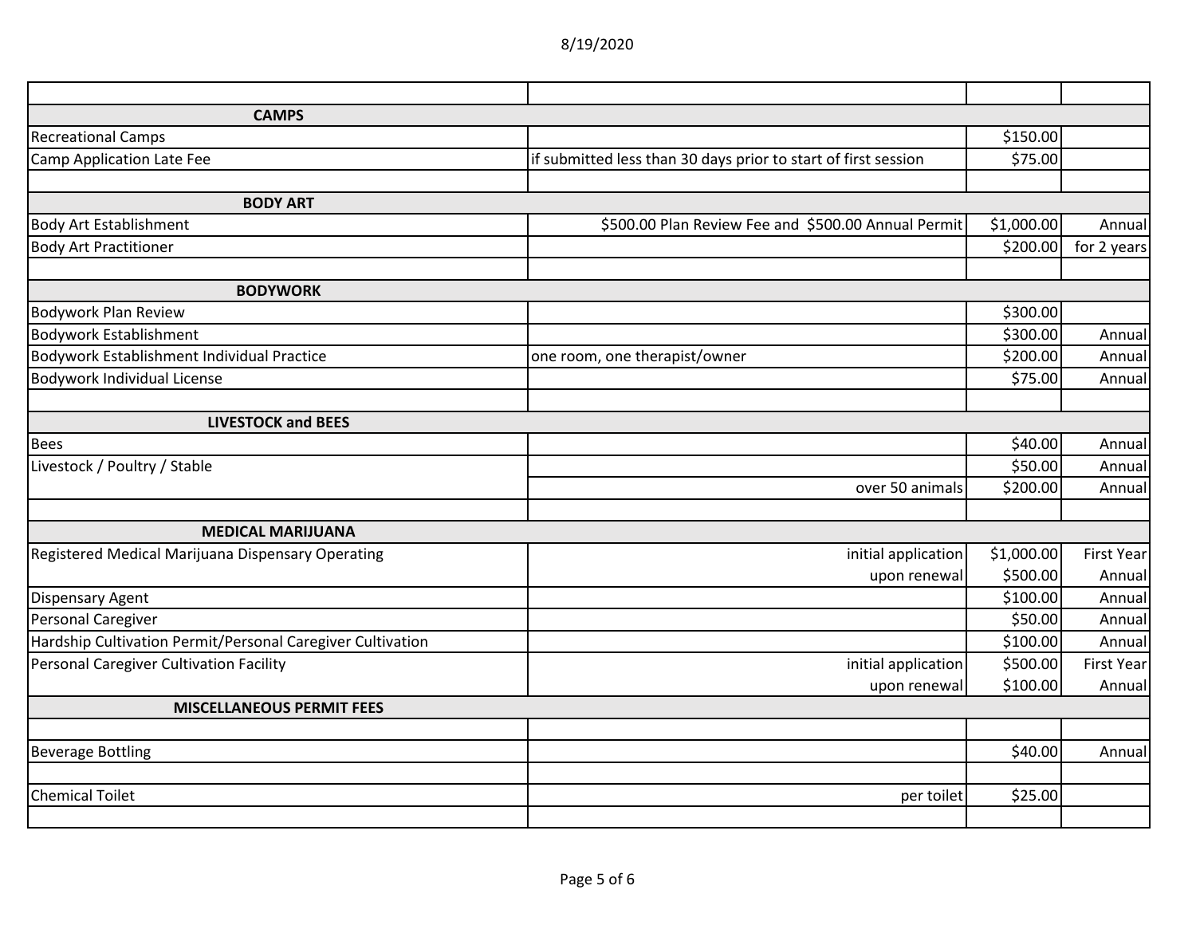| | | | |
|---|---|---|---|
| **CAMPS** | | | |
| Recreational Camps | | $150.00 | |
| Camp Application Late Fee | if submitted less than 30 days prior to start of first session | $75.00 | |
| | | | |
| **BODY ART** | | | |
| Body Art Establishment | $500.00 Plan Review Fee and $500.00 Annual Permit | $1,000.00 | Annual |
| Body Art Practitioner | | $200.00 | for 2 years |
| | | | |
| **BODYWORK** | | | |
| Bodywork Plan Review | | $300.00 | |
| Bodywork Establishment | | $300.00 | Annual |
| Bodywork Establishment Individual Practice | one room, one therapist/owner | $200.00 | Annual |
| Bodywork Individual License | | $75.00 | Annual |
| | | | |
| **LIVESTOCK and BEES** | | | |
| Bees | | $40.00 | Annual |
| Livestock / Poultry / Stable | | $50.00 | Annual |
| | over 50 animals | $200.00 | Annual |
| | | | |
| **MEDICAL MARIJUANA** | | | |
| Registered Medical Marijuana Dispensary Operating | initial application | $1,000.00 | First Year |
| | upon renewal | $500.00 | Annual |
| Dispensary Agent | | $100.00 | Annual |
| Personal Caregiver | | $50.00 | Annual |
| Hardship Cultivation Permit/Personal Caregiver Cultivation | | $100.00 | Annual |
| Personal Caregiver Cultivation Facility | initial application | $500.00 | First Year |
| | upon renewal | $100.00 | Annual |
| **MISCELLANEOUS PERMIT FEES** | | | |
| | | | |
| Beverage Bottling | | $40.00 | Annual |
| | | | |
| Chemical Toilet | per toilet | $25.00 | |
| | | | |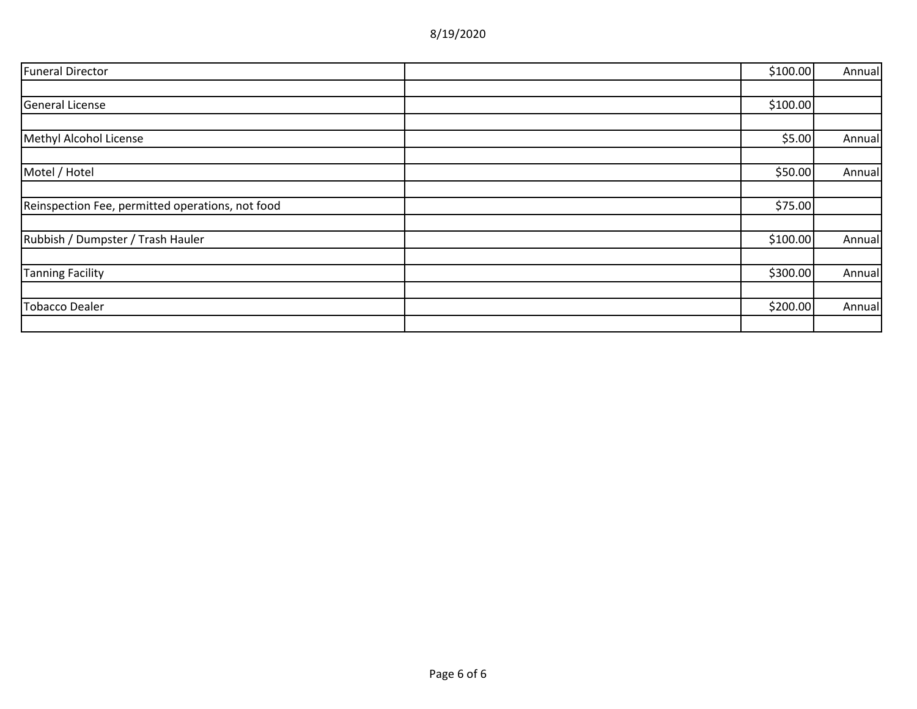| | | | |
|---|---|---|---|
| Funeral Director | | $100.00 | Annual |
| | | | |
| General License | | $100.00 | |
| | | | |
| Methyl Alcohol License | | $5.00 | Annual |
| | | | |
| Motel / Hotel | | $50.00 | Annual |
| | | | |
| Reinspection Fee, permitted operations, not food | | $75.00 | |
| | | | |
| Rubbish / Dumpster / Trash Hauler | | $100.00 | Annual |
| | | | |
| Tanning Facility | | $300.00 | Annual |
| | | | |
| Tobacco Dealer | | $200.00 | Annual |
| | | | |